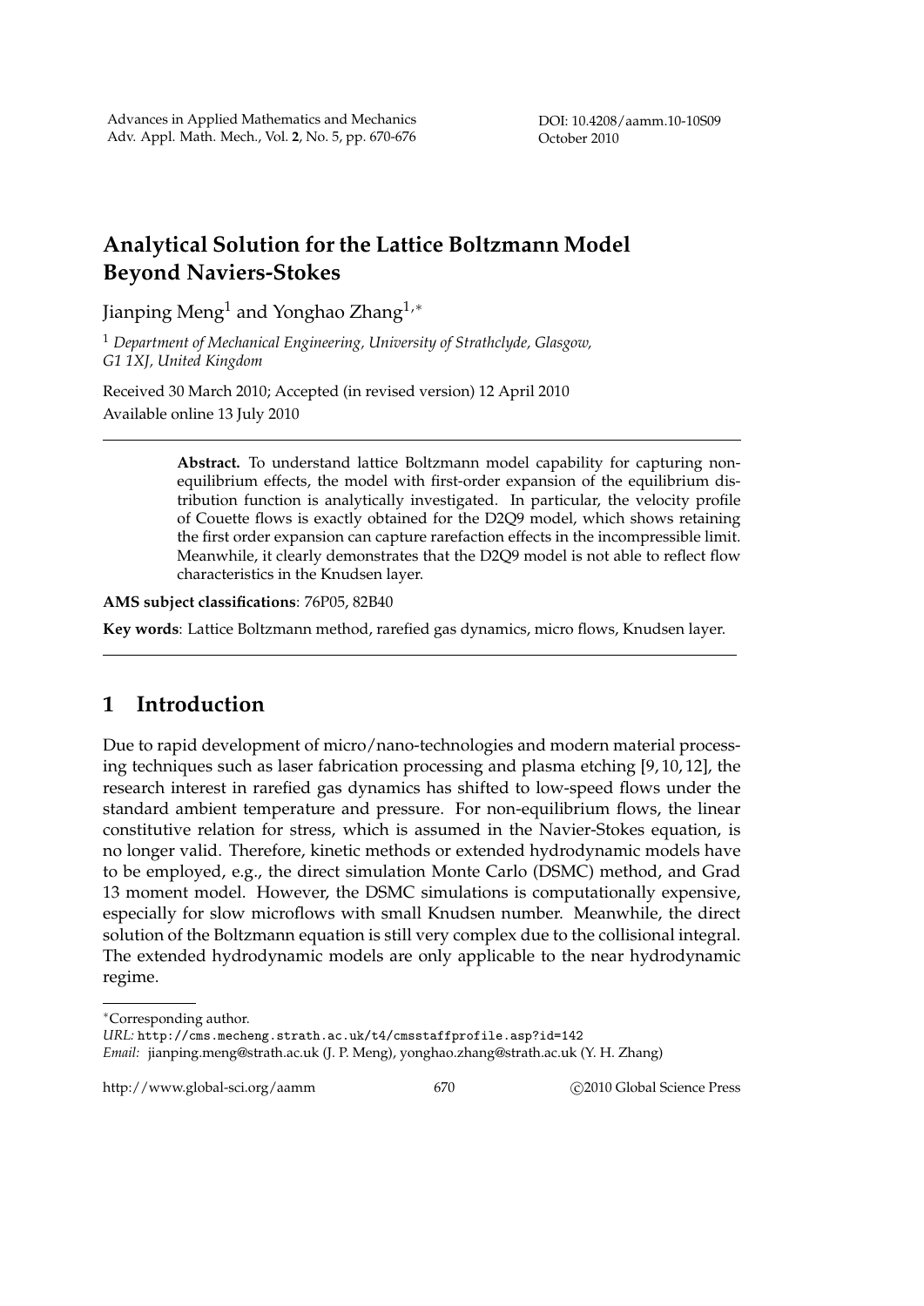# Analytical Solution for the Lattice Boltzmann Model Beyond Naviers-Stokes

Jianping Meng[1] and Yonghao Zhang[1,*]

[1] *Department of Mechanical Engineering, University of Strathclyde, Glasgow, G1 1XJ, United Kingdom*

Received 30 March 2010; Accepted (in revised version) 12 April 2010

Available online 13 July 2010

---

> **Abstract.** To understand lattice Boltzmann model capability for capturing non-equilibrium effects, the model with first-order expansion of the equilibrium distribution function is analytically investigated. In particular, the velocity profile of Couette flows is exactly obtained for the D2Q9 model, which shows retaining the first order expansion can capture rarefaction effects in the incompressible limit. Meanwhile, it clearly demonstrates that the D2Q9 model is not able to reflect flow characteristics in the Knudsen layer.

**AMS subject classifications**: 76P05, 82B40

**Key words**: Lattice Boltzmann method, rarefied gas dynamics, micro flows, Knudsen layer.

---

## 1 Introduction

Due to rapid development of micro/nano-technologies and modern material processing techniques such as laser fabrication processing and plasma etching [9, 10, 12], the research interest in rarefied gas dynamics has shifted to low-speed flows under the standard ambient temperature and pressure. For non-equilibrium flows, the linear constitutive relation for stress, which is assumed in the Navier-Stokes equation, is no longer valid. Therefore, kinetic methods or extended hydrodynamic models have to be employed, e.g., the direct simulation Monte Carlo (DSMC) method, and Grad 13 moment model. However, the DSMC simulations is computationally expensive, especially for slow microflows with small Knudsen number. Meanwhile, the direct solution of the Boltzmann equation is still very complex due to the collisional integral. The extended hydrodynamic models are only applicable to the near hydrodynamic regime.

---

*Corresponding author.

*URL:* http://cms.mecheng.strath.ac.uk/t4/cmsstaffprofile.asp?id=142

*Email:* jianping.meng@strath.ac.uk (J. P. Meng), yonghao.zhang@strath.ac.uk (Y. H. Zhang)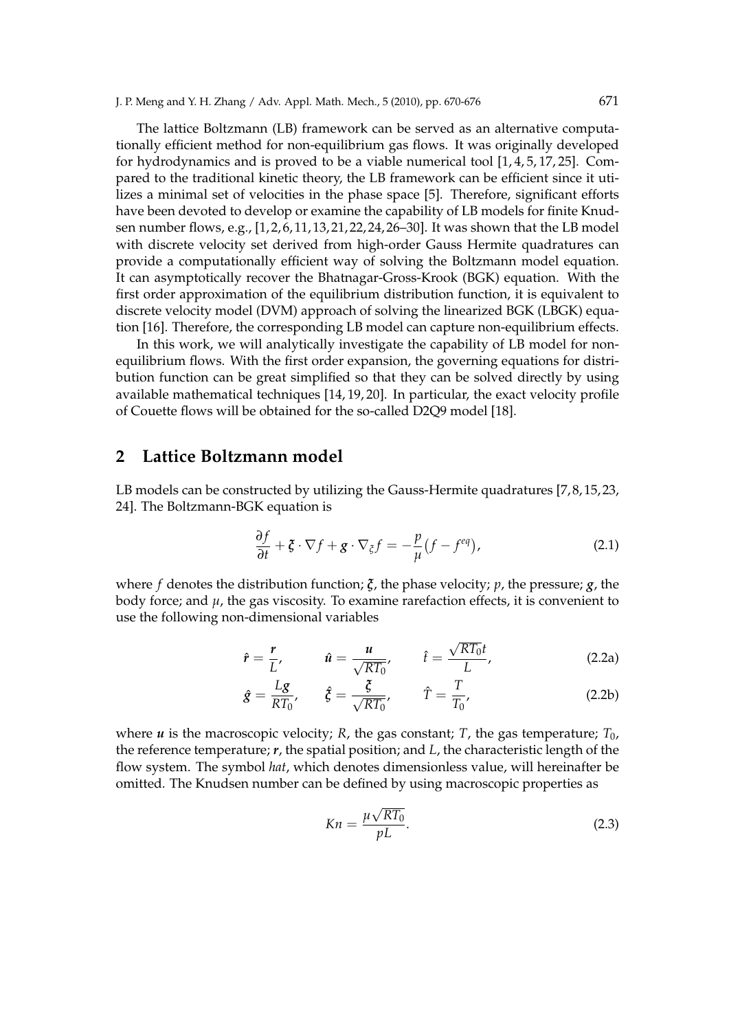The lattice Boltzmann (LB) framework can be served as an alternative computationally efficient method for non-equilibrium gas flows. It was originally developed for hydrodynamics and is proved to be a viable numerical tool [1, 4, 5, 17, 25]. Compared to the traditional kinetic theory, the LB framework can be efficient since it utilizes a minimal set of velocities in the phase space [5]. Therefore, significant efforts have been devoted to develop or examine the capability of LB models for finite Knudsen number flows, e.g., [1, 2, 6, 11, 13, 21, 22, 24, 26–30]. It was shown that the LB model with discrete velocity set derived from high-order Gauss Hermite quadratures can provide a computationally efficient way of solving the Boltzmann model equation. It can asymptotically recover the Bhatnagar-Gross-Krook (BGK) equation. With the first order approximation of the equilibrium distribution function, it is equivalent to discrete velocity model (DVM) approach of solving the linearized BGK (LBGK) equation [16]. Therefore, the corresponding LB model can capture non-equilibrium effects.

In this work, we will analytically investigate the capability of LB model for non-equilibrium flows. With the first order expansion, the governing equations for distribution function can be great simplified so that they can be solved directly by using available mathematical techniques [14, 19, 20]. In particular, the exact velocity profile of Couette flows will be obtained for the so-called D2Q9 model [18].

## 2 Lattice Boltzmann model

LB models can be constructed by utilizing the Gauss-Hermite quadratures [7, 8, 15, 23, 24]. The Boltzmann-BGK equation is

$$\frac{\partial f}{\partial t} + \boldsymbol{\xi} \cdot \nabla f + \boldsymbol{g} \cdot \nabla_{\xi} f = -\frac{p}{\mu}\big(f - f^{eq}\big), \tag{2.1}$$

where $f$ denotes the distribution function; $\boldsymbol{\xi}$, the phase velocity; $p$, the pressure; $\boldsymbol{g}$, the body force; and $\mu$, the gas viscosity. To examine rarefaction effects, it is convenient to use the following non-dimensional variables

$$\hat{\boldsymbol{r}} = \frac{\boldsymbol{r}}{L}, \qquad \hat{\boldsymbol{u}} = \frac{\boldsymbol{u}}{\sqrt{RT_0}}, \qquad \hat{t} = \frac{\sqrt{RT_0}t}{L}, \tag{2.2a}$$

$$\hat{\boldsymbol{g}} = \frac{L\boldsymbol{g}}{RT_0}, \qquad \hat{\boldsymbol{\xi}} = \frac{\boldsymbol{\xi}}{\sqrt{RT_0}}, \qquad \hat{T} = \frac{T}{T_0}, \tag{2.2b}$$

where $\boldsymbol{u}$ is the macroscopic velocity; $R$, the gas constant; $T$, the gas temperature; $T_0$, the reference temperature; $\boldsymbol{r}$, the spatial position; and $L$, the characteristic length of the flow system. The symbol *hat*, which denotes dimensionless value, will hereinafter be omitted. The Knudsen number can be defined by using macroscopic properties as

$$Kn = \frac{\mu\sqrt{RT_0}}{pL}. \tag{2.3}$$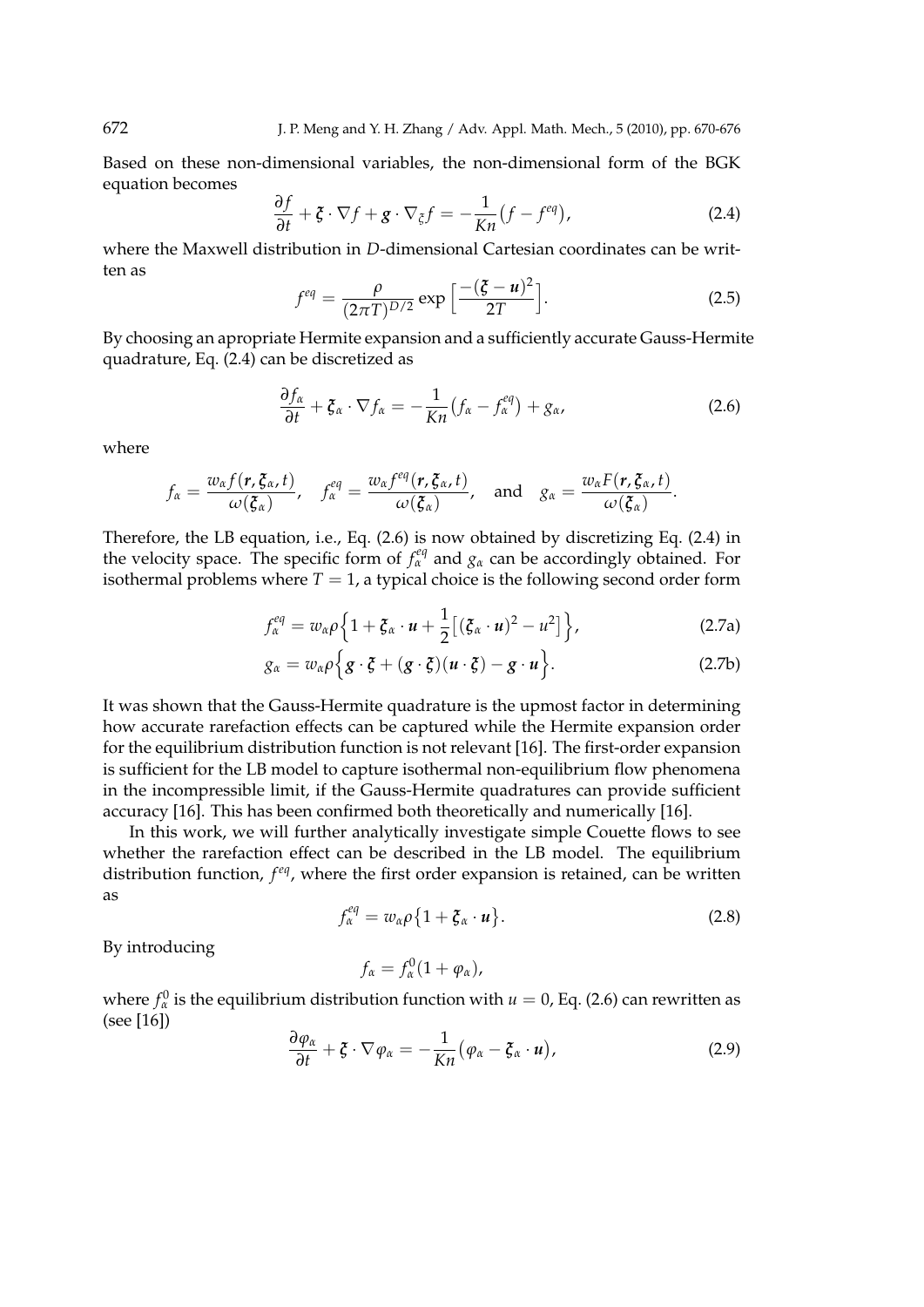Based on these non-dimensional variables, the non-dimensional form of the BGK equation becomes

$$\frac{\partial f}{\partial t} + \boldsymbol{\xi} \cdot \nabla f + \boldsymbol{g} \cdot \nabla_{\xi} f = -\frac{1}{Kn}\big(f - f^{eq}\big), \tag{2.4}$$

where the Maxwell distribution in $D$-dimensional Cartesian coordinates can be written as

$$f^{eq} = \frac{\rho}{(2\pi T)^{D/2}} \exp\Big[\frac{-(\boldsymbol{\xi} - \boldsymbol{u})^2}{2T}\Big]. \tag{2.5}$$

By choosing an apropriate Hermite expansion and a sufficiently accurate Gauss-Hermite quadrature, Eq. (2.4) can be discretized as

$$\frac{\partial f_\alpha}{\partial t} + \boldsymbol{\xi}_\alpha \cdot \nabla f_\alpha = -\frac{1}{Kn}\big(f_\alpha - f_\alpha^{eq}\big) + g_\alpha, \tag{2.6}$$

where

$$f_\alpha = \frac{w_\alpha f(\boldsymbol{r}, \boldsymbol{\xi}_\alpha, t)}{\omega(\boldsymbol{\xi}_\alpha)}, \quad f_\alpha^{eq} = \frac{w_\alpha f^{eq}(\boldsymbol{r}, \boldsymbol{\xi}_\alpha, t)}{\omega(\boldsymbol{\xi}_\alpha)}, \quad \text{and} \quad g_\alpha = \frac{w_\alpha F(\boldsymbol{r}, \boldsymbol{\xi}_\alpha, t)}{\omega(\boldsymbol{\xi}_\alpha)}.$$

Therefore, the LB equation, i.e., Eq. (2.6) is now obtained by discretizing Eq. (2.4) in the velocity space. The specific form of $f_\alpha^{eq}$ and $g_\alpha$ can be accordingly obtained. For isothermal problems where $T = 1$, a typical choice is the following second order form

$$f_\alpha^{eq} = w_\alpha \rho \Big\{1 + \boldsymbol{\xi}_\alpha \cdot \boldsymbol{u} + \frac{1}{2}\big[(\boldsymbol{\xi}_\alpha \cdot \boldsymbol{u})^2 - u^2\big]\Big\}, \tag{2.7a}$$

$$g_\alpha = w_\alpha \rho \Big\{\boldsymbol{g} \cdot \boldsymbol{\xi} + (\boldsymbol{g} \cdot \boldsymbol{\xi})(\boldsymbol{u} \cdot \boldsymbol{\xi}) - \boldsymbol{g} \cdot \boldsymbol{u}\Big\}. \tag{2.7b}$$

It was shown that the Gauss-Hermite quadrature is the upmost factor in determining how accurate rarefaction effects can be captured while the Hermite expansion order for the equilibrium distribution function is not relevant [16]. The first-order expansion is sufficient for the LB model to capture isothermal non-equilibrium flow phenomena in the incompressible limit, if the Gauss-Hermite quadratures can provide sufficient accuracy [16]. This has been confirmed both theoretically and numerically [16].

In this work, we will further analytically investigate simple Couette flows to see whether the rarefaction effect can be described in the LB model. The equilibrium distribution function, $f^{eq}$, where the first order expansion is retained, can be written as

$$f_\alpha^{eq} = w_\alpha \rho \big\{1 + \boldsymbol{\xi}_\alpha \cdot \boldsymbol{u}\big\}. \tag{2.8}$$

By introducing

$$f_\alpha = f_\alpha^0 (1 + \varphi_\alpha),$$

where $f_\alpha^0$ is the equilibrium distribution function with $u = 0$, Eq. (2.6) can rewritten as (see [16])

$$\frac{\partial \varphi_\alpha}{\partial t} + \boldsymbol{\xi} \cdot \nabla \varphi_\alpha = -\frac{1}{Kn}\big(\varphi_\alpha - \boldsymbol{\xi}_\alpha \cdot \boldsymbol{u}\big), \tag{2.9}$$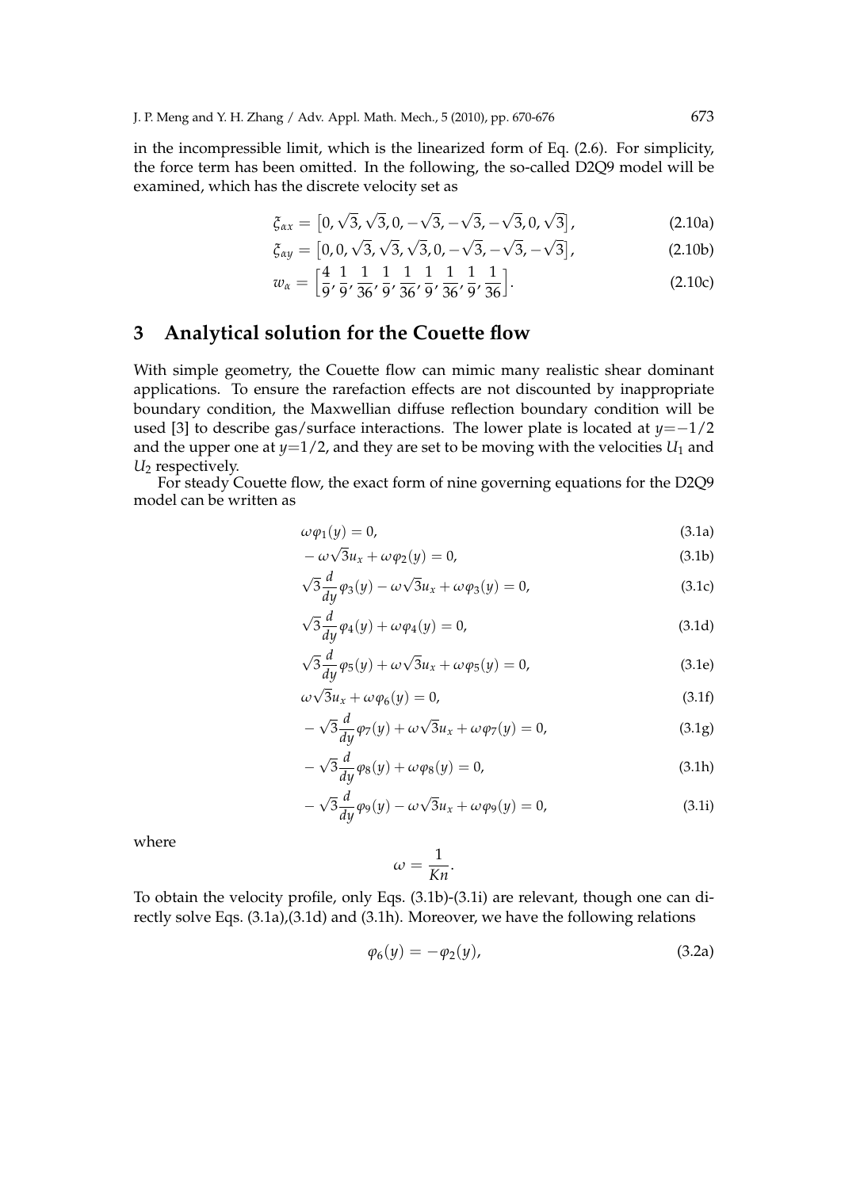in the incompressible limit, which is the linearized form of Eq. (2.6). For simplicity, the force term has been omitted. In the following, the so-called D2Q9 model will be examined, which has the discrete velocity set as

$$\xi_{\alpha x} = \left[0, \sqrt{3}, \sqrt{3}, 0, -\sqrt{3}, -\sqrt{3}, -\sqrt{3}, 0, \sqrt{3}\right], \tag{2.10a}$$

$$\xi_{\alpha y} = \left[0, 0, \sqrt{3}, \sqrt{3}, \sqrt{3}, 0, -\sqrt{3}, -\sqrt{3}, -\sqrt{3}\right], \tag{2.10b}$$

$$w_{\alpha} = \left[\frac{4}{9}, \frac{1}{9}, \frac{1}{36}, \frac{1}{9}, \frac{1}{36}, \frac{1}{9}, \frac{1}{36}, \frac{1}{9}, \frac{1}{36}\right]. \tag{2.10c}$$

## 3 Analytical solution for the Couette flow

With simple geometry, the Couette flow can mimic many realistic shear dominant applications. To ensure the rarefaction effects are not discounted by inappropriate boundary condition, the Maxwellian diffuse reflection boundary condition will be used [3] to describe gas/surface interactions. The lower plate is located at $y=-1/2$ and the upper one at $y=1/2$, and they are set to be moving with the velocities $U_1$ and $U_2$ respectively.

For steady Couette flow, the exact form of nine governing equations for the D2Q9 model can be written as

$$\omega\varphi_1(y) = 0, \tag{3.1a}$$

$$-\omega\sqrt{3}u_x + \omega\varphi_2(y) = 0, \tag{3.1b}$$

$$\sqrt{3}\frac{d}{dy}\varphi_3(y) - \omega\sqrt{3}u_x + \omega\varphi_3(y) = 0, \tag{3.1c}$$

$$\sqrt{3}\frac{d}{dy}\varphi_4(y) + \omega\varphi_4(y) = 0, \tag{3.1d}$$

$$\sqrt{3}\frac{d}{dy}\varphi_5(y) + \omega\sqrt{3}u_x + \omega\varphi_5(y) = 0, \tag{3.1e}$$

$$\omega\sqrt{3}u_x + \omega\varphi_6(y) = 0, \tag{3.1f}$$

$$-\sqrt{3}\frac{d}{dy}\varphi_7(y) + \omega\sqrt{3}u_x + \omega\varphi_7(y) = 0, \tag{3.1g}$$

$$-\sqrt{3}\frac{d}{dy}\varphi_8(y) + \omega\varphi_8(y) = 0, \tag{3.1h}$$

$$-\sqrt{3}\frac{d}{dy}\varphi_9(y) - \omega\sqrt{3}u_x + \omega\varphi_9(y) = 0, \tag{3.1i}$$

where

$$\omega = \frac{1}{Kn}.$$

To obtain the velocity profile, only Eqs. (3.1b)-(3.1i) are relevant, though one can directly solve Eqs. (3.1a),(3.1d) and (3.1h). Moreover, we have the following relations

$$\varphi_6(y) = -\varphi_2(y), \tag{3.2a}$$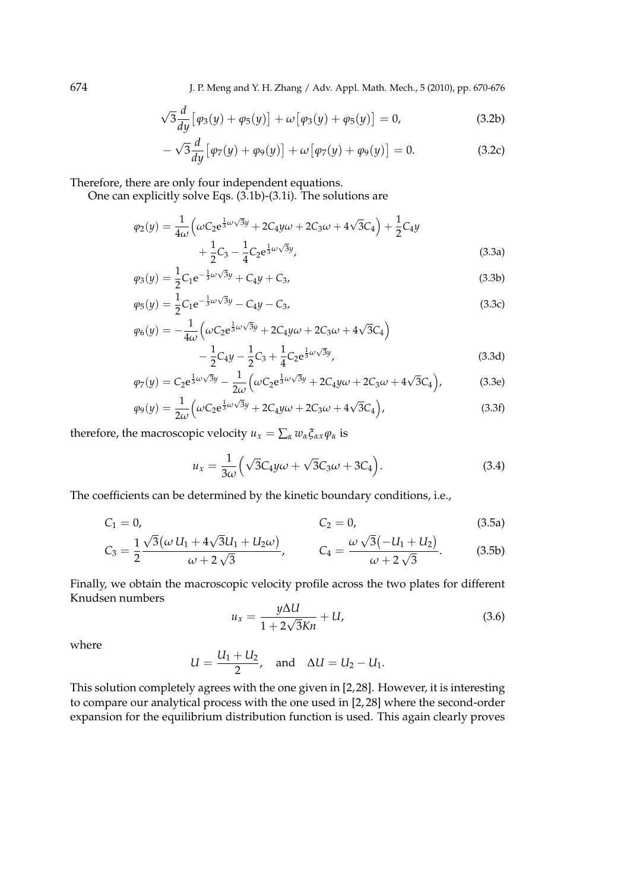$$\sqrt{3}\frac{d}{dy}\big[\varphi_3(y)+\varphi_5(y)\big]+\omega\big[\varphi_3(y)+\varphi_5(y)\big]=0, \tag{3.2b}$$

$$-\sqrt{3}\frac{d}{dy}\big[\varphi_7(y)+\varphi_9(y)\big]+\omega\big[\varphi_7(y)+\varphi_9(y)\big]=0. \tag{3.2c}$$

Therefore, there are only four independent equations.

One can explicitly solve Eqs. (3.1b)-(3.1i). The solutions are

$$\begin{aligned}\varphi_2(y)=&\frac{1}{4\omega}\Big(\omega C_2 \mathrm{e}^{\frac{1}{3}\omega\sqrt{3}y}+2C_4y\omega+2C_3\omega+4\sqrt{3}C_4\Big)+\frac{1}{2}C_4y\\&+\frac{1}{2}C_3-\frac{1}{4}C_2\mathrm{e}^{\frac{1}{3}\omega\sqrt{3}y},\end{aligned} \tag{3.3a}$$

$$\varphi_3(y)=\frac{1}{2}C_1\mathrm{e}^{-\frac{1}{3}\omega\sqrt{3}y}+C_4y+C_3, \tag{3.3b}$$

$$\varphi_5(y)=\frac{1}{2}C_1\mathrm{e}^{-\frac{1}{3}\omega\sqrt{3}y}-C_4y-C_3, \tag{3.3c}$$

$$\begin{aligned}\varphi_6(y)=&-\frac{1}{4\omega}\Big(\omega C_2 \mathrm{e}^{\frac{1}{3}\omega\sqrt{3}y}+2C_4y\omega+2C_3\omega+4\sqrt{3}C_4\Big)\\&-\frac{1}{2}C_4y-\frac{1}{2}C_3+\frac{1}{4}C_2\mathrm{e}^{\frac{1}{3}\omega\sqrt{3}y},\end{aligned} \tag{3.3d}$$

$$\varphi_7(y)=C_2\mathrm{e}^{\frac{1}{3}\omega\sqrt{3}y}-\frac{1}{2\omega}\Big(\omega C_2\mathrm{e}^{\frac{1}{3}\omega\sqrt{3}y}+2C_4y\omega+2C_3\omega+4\sqrt{3}C_4\Big), \tag{3.3e}$$

$$\varphi_9(y)=\frac{1}{2\omega}\Big(\omega C_2\mathrm{e}^{\frac{1}{3}\omega\sqrt{3}y}+2C_4y\omega+2C_3\omega+4\sqrt{3}C_4\Big), \tag{3.3f}$$

therefore, the macroscopic velocity $u_x=\sum_\alpha w_\alpha \xi_{\alpha x}\varphi_\alpha$ is

$$u_x=\frac{1}{3\omega}\Big(\sqrt{3}C_4y\omega+\sqrt{3}C_3\omega+3C_4\Big). \tag{3.4}$$

The coefficients can be determined by the kinetic boundary conditions, i.e.,

$$C_1=0, \qquad\qquad C_2=0, \tag{3.5a}$$

$$C_3=\frac{1}{2}\frac{\sqrt{3}\big(\omega\, U_1+4\sqrt{3}U_1+U_2\omega\big)}{\omega+2\sqrt{3}}, \qquad C_4=\frac{\omega\sqrt{3}\big(-U_1+U_2\big)}{\omega+2\sqrt{3}}. \tag{3.5b}$$

Finally, we obtain the macroscopic velocity profile across the two plates for different Knudsen numbers

$$u_x=\frac{y\Delta U}{1+2\sqrt{3}Kn}+U, \tag{3.6}$$

where

$$U=\frac{U_1+U_2}{2}, \quad \text{and} \quad \Delta U=U_2-U_1.$$

This solution completely agrees with the one given in [2,28]. However, it is interesting to compare our analytical process with the one used in [2,28] where the second-order expansion for the equilibrium distribution function is used. This again clearly proves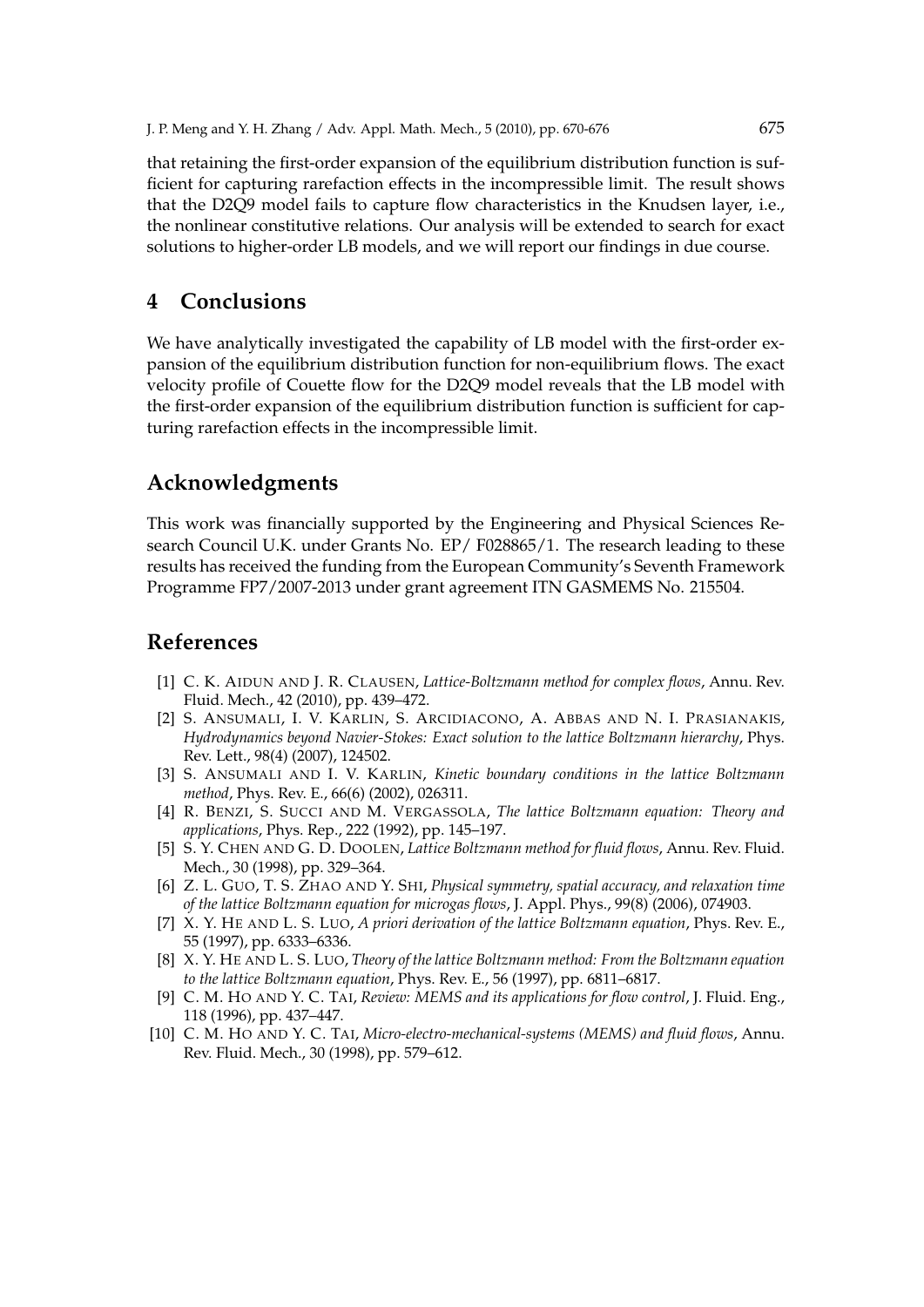that retaining the first-order expansion of the equilibrium distribution function is sufficient for capturing rarefaction effects in the incompressible limit. The result shows that the D2Q9 model fails to capture flow characteristics in the Knudsen layer, i.e., the nonlinear constitutive relations. Our analysis will be extended to search for exact solutions to higher-order LB models, and we will report our findings in due course.

## 4 Conclusions

We have analytically investigated the capability of LB model with the first-order expansion of the equilibrium distribution function for non-equilibrium flows. The exact velocity profile of Couette flow for the D2Q9 model reveals that the LB model with the first-order expansion of the equilibrium distribution function is sufficient for capturing rarefaction effects in the incompressible limit.

## Acknowledgments

This work was financially supported by the Engineering and Physical Sciences Research Council U.K. under Grants No. EP/ F028865/1. The research leading to these results has received the funding from the European Community's Seventh Framework Programme FP7/2007-2013 under grant agreement ITN GASMEMS No. 215504.

## References

[1] C. K. Aidun and J. R. Clausen, *Lattice-Boltzmann method for complex flows*, Annu. Rev. Fluid. Mech., 42 (2010), pp. 439–472.

[2] S. Ansumali, I. V. Karlin, S. Arcidiacono, A. Abbas and N. I. Prasianakis, *Hydrodynamics beyond Navier-Stokes: Exact solution to the lattice Boltzmann hierarchy*, Phys. Rev. Lett., 98(4) (2007), 124502.

[3] S. Ansumali and I. V. Karlin, *Kinetic boundary conditions in the lattice Boltzmann method*, Phys. Rev. E., 66(6) (2002), 026311.

[4] R. Benzi, S. Succi and M. Vergassola, *The lattice Boltzmann equation: Theory and applications*, Phys. Rep., 222 (1992), pp. 145–197.

[5] S. Y. Chen and G. D. Doolen, *Lattice Boltzmann method for fluid flows*, Annu. Rev. Fluid. Mech., 30 (1998), pp. 329–364.

[6] Z. L. Guo, T. S. Zhao and Y. Shi, *Physical symmetry, spatial accuracy, and relaxation time of the lattice Boltzmann equation for microgas flows*, J. Appl. Phys., 99(8) (2006), 074903.

[7] X. Y. He and L. S. Luo, *A priori derivation of the lattice Boltzmann equation*, Phys. Rev. E., 55 (1997), pp. 6333–6336.

[8] X. Y. He and L. S. Luo, *Theory of the lattice Boltzmann method: From the Boltzmann equation to the lattice Boltzmann equation*, Phys. Rev. E., 56 (1997), pp. 6811–6817.

[9] C. M. Ho and Y. C. Tai, *Review: MEMS and its applications for flow control*, J. Fluid. Eng., 118 (1996), pp. 437–447.

[10] C. M. Ho and Y. C. Tai, *Micro-electro-mechanical-systems (MEMS) and fluid flows*, Annu. Rev. Fluid. Mech., 30 (1998), pp. 579–612.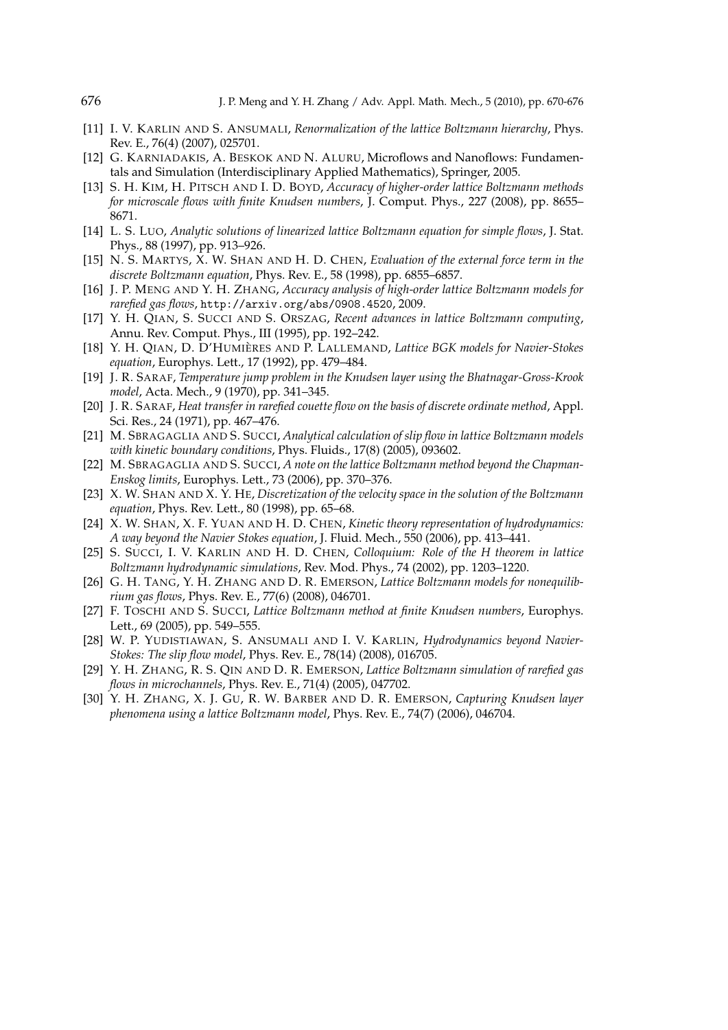[11] I. V. Karlin and S. Ansumali, *Renormalization of the lattice Boltzmann hierarchy*, Phys. Rev. E., 76(4) (2007), 025701.

[12] G. Karniadakis, A. Beskok and N. Aluru, Microflows and Nanoflows: Fundamentals and Simulation (Interdisciplinary Applied Mathematics), Springer, 2005.

[13] S. H. Kim, H. Pitsch and I. D. Boyd, *Accuracy of higher-order lattice Boltzmann methods for microscale flows with finite Knudsen numbers*, J. Comput. Phys., 227 (2008), pp. 8655–8671.

[14] L. S. Luo, *Analytic solutions of linearized lattice Boltzmann equation for simple flows*, J. Stat. Phys., 88 (1997), pp. 913–926.

[15] N. S. Martys, X. W. Shan and H. D. Chen, *Evaluation of the external force term in the discrete Boltzmann equation*, Phys. Rev. E., 58 (1998), pp. 6855–6857.

[16] J. P. Meng and Y. H. Zhang, *Accuracy analysis of high-order lattice Boltzmann models for rarefied gas flows*, http://arxiv.org/abs/0908.4520, 2009.

[17] Y. H. Qian, S. Succi and S. Orszag, *Recent advances in lattice Boltzmann computing*, Annu. Rev. Comput. Phys., III (1995), pp. 192–242.

[18] Y. H. Qian, D. d'Humières and P. Lallemand, *Lattice BGK models for Navier-Stokes equation*, Europhys. Lett., 17 (1992), pp. 479–484.

[19] J. R. Saraf, *Temperature jump problem in the Knudsen layer using the Bhatnagar-Gross-Krook model*, Acta. Mech., 9 (1970), pp. 341–345.

[20] J. R. Saraf, *Heat transfer in rarefied couette flow on the basis of discrete ordinate method*, Appl. Sci. Res., 24 (1971), pp. 467–476.

[21] M. Sbragaglia and S. Succi, *Analytical calculation of slip flow in lattice Boltzmann models with kinetic boundary conditions*, Phys. Fluids., 17(8) (2005), 093602.

[22] M. Sbragaglia and S. Succi, *A note on the lattice Boltzmann method beyond the Chapman-Enskog limits*, Europhys. Lett., 73 (2006), pp. 370–376.

[23] X. W. Shan and X. Y. He, *Discretization of the velocity space in the solution of the Boltzmann equation*, Phys. Rev. Lett., 80 (1998), pp. 65–68.

[24] X. W. Shan, X. F. Yuan and H. D. Chen, *Kinetic theory representation of hydrodynamics: A way beyond the Navier Stokes equation*, J. Fluid. Mech., 550 (2006), pp. 413–441.

[25] S. Succi, I. V. Karlin and H. D. Chen, *Colloquium: Role of the H theorem in lattice Boltzmann hydrodynamic simulations*, Rev. Mod. Phys., 74 (2002), pp. 1203–1220.

[26] G. H. Tang, Y. H. Zhang and D. R. Emerson, *Lattice Boltzmann models for nonequilibrium gas flows*, Phys. Rev. E., 77(6) (2008), 046701.

[27] F. Toschi and S. Succi, *Lattice Boltzmann method at finite Knudsen numbers*, Europhys. Lett., 69 (2005), pp. 549–555.

[28] W. P. Yudistiawan, S. Ansumali and I. V. Karlin, *Hydrodynamics beyond Navier-Stokes: The slip flow model*, Phys. Rev. E., 78(14) (2008), 016705.

[29] Y. H. Zhang, R. S. Qin and D. R. Emerson, *Lattice Boltzmann simulation of rarefied gas flows in microchannels*, Phys. Rev. E., 71(4) (2005), 047702.

[30] Y. H. Zhang, X. J. Gu, R. W. Barber and D. R. Emerson, *Capturing Knudsen layer phenomena using a lattice Boltzmann model*, Phys. Rev. E., 74(7) (2006), 046704.